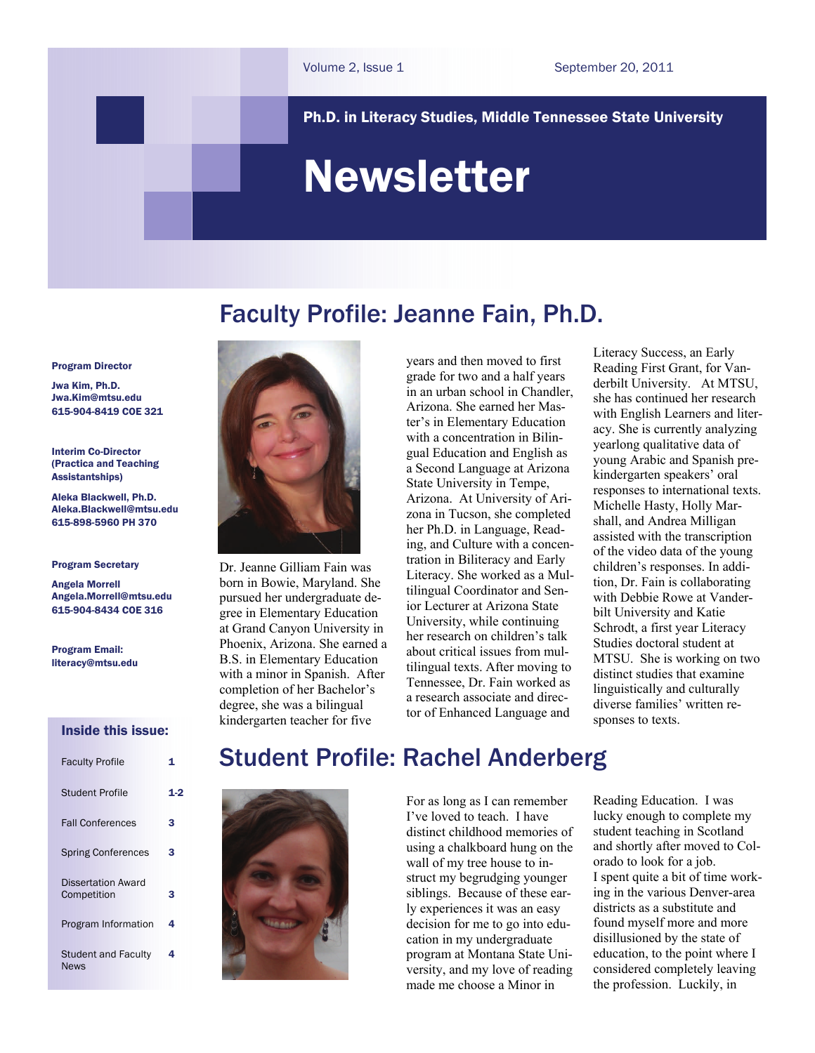Volume 2, Issue 1 September 20, 2011

**Ph.D. in Literacy Studies, Middle Tennessee State University**

# Newsletter

**Program Director**

**Jwa Kim, Ph.D.**
**Jwa.Kim@mtsu.edu**
**615-904-8419 COE 321**

**Interim Co-Director (Practica and Teaching Assistantships)**

**Aleka Blackwell, Ph.D.**
**Aleka.Blackwell@mtsu.edu**
**615-898-5960 PH 370**

**Program Secretary**

**Angela Morrell**
**Angela.Morrell@mtsu.edu**
**615-904-8434 COE 316**

**Program Email:**
**literacy@mtsu.edu**

### Inside this issue:

| | |
|---|---|
| Faculty Profile | 1 |
| Student Profile | 1-2 |
| Fall Conferences | 3 |
| Spring Conferences | 3 |
| Dissertation Award Competition | 3 |
| Program Information | 4 |
| Student and Faculty News | 4 |

## Faculty Profile: Jeanne Fain, Ph.D.

Dr. Jeanne Gilliam Fain was born in Bowie, Maryland. She pursued her undergraduate degree in Elementary Education at Grand Canyon University in Phoenix, Arizona. She earned a B.S. in Elementary Education with a minor in Spanish. After completion of her Bachelor's degree, she was a bilingual kindergarten teacher for five years and then moved to first grade for two and a half years in an urban school in Chandler, Arizona. She earned her Master's in Elementary Education with a concentration in Bilingual Education and English as a Second Language at Arizona State University in Tempe, Arizona. At University of Arizona in Tucson, she completed her Ph.D. in Language, Reading, and Culture with a concentration in Biliteracy and Early Literacy. She worked as a Multilingual Coordinator and Senior Lecturer at Arizona State University, while continuing her research on children's talk about critical issues from multilingual texts. After moving to Tennessee, Dr. Fain worked as a research associate and director of Enhanced Language and Literacy Success, an Early Reading First Grant, for Vanderbilt University. At MTSU, she has continued her research with English Learners and literacy. She is currently analyzing yearlong qualitative data of young Arabic and Spanish prekindergarten speakers' oral responses to international texts. Michelle Hasty, Holly Marshall, and Andrea Milligan assisted with the transcription of the video data of the young children's responses. In addition, Dr. Fain is collaborating with Debbie Rowe at Vanderbilt University and Katie Schrodt, a first year Literacy Studies doctoral student at MTSU. She is working on two distinct studies that examine linguistically and culturally diverse families' written responses to texts.

## Student Profile: Rachel Anderberg

For as long as I can remember I've loved to teach. I have distinct childhood memories of using a chalkboard hung on the wall of my tree house to instruct my begrudging younger siblings. Because of these early experiences it was an easy decision for me to go into education in my undergraduate program at Montana State University, and my love of reading made me choose a Minor in Reading Education. I was lucky enough to complete my student teaching in Scotland and shortly after moved to Colorado to look for a job.

I spent quite a bit of time working in the various Denver-area districts as a substitute and found myself more and more disillusioned by the state of education, to the point where I considered completely leaving the profession. Luckily, in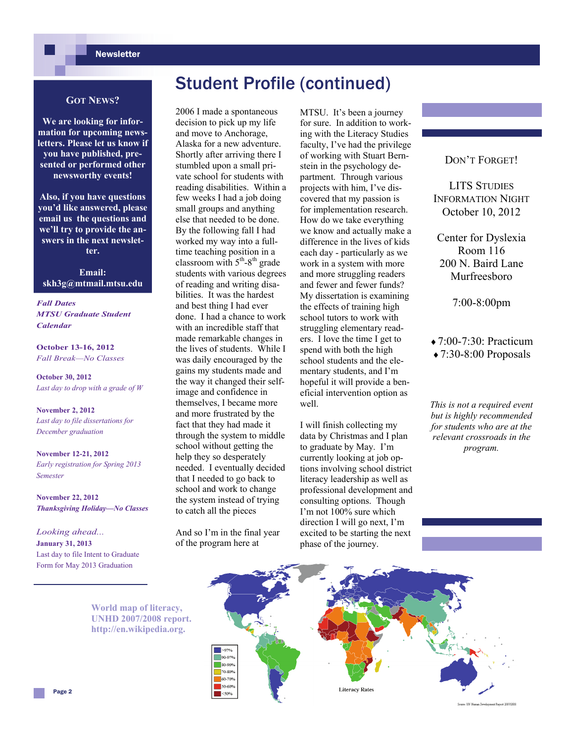# Student Profile (continued)

2006 I made a spontaneous decision to pick up my life and move to Anchorage, Alaska for a new adventure. Shortly after arriving there I stumbled upon a small private school for students with reading disabilities. Within a few weeks I had a job doing small groups and anything else that needed to be done. By the following fall I had worked my way into a full-time teaching position in a classroom with $5^{th}$-$8^{th}$ grade students with various degrees of reading and writing disabilities. It was the hardest and best thing I had ever done. I had a chance to work with an incredible staff that made remarkable changes in the lives of students. While I was daily encouraged by the gains my students made and the way it changed their self-image and confidence in themselves, I became more and more frustrated by the fact that they had made it through the system to middle school without getting the help they so desperately needed. I eventually decided that I needed to go back to school and work to change the system instead of trying to catch all the pieces

And so I'm in the final year of the program here at MTSU. It's been a journey for sure. In addition to working with the Literacy Studies faculty, I've had the privilege of working with Stuart Bernstein in the psychology department. Through various projects with him, I've discovered that my passion is for implementation research. How do we take everything we know and actually make a difference in the lives of kids each day - particularly as we work in a system with more and more struggling readers and fewer and fewer funds? My dissertation is examining the effects of training high school tutors to work with struggling elementary readers. I love the time I get to spend with both the high school students and the elementary students, and I'm hopeful it will provide a beneficial intervention option as well.

I will finish collecting my data by Christmas and I plan to graduate by May. I'm currently looking at job options involving school district literacy leadership as well as professional development and consulting options. Though I'm not 100% sure which direction I will go next, I'm excited to be starting the next phase of the journey.

## Got News?

**We are looking for information for upcoming newsletters. Please let us know if you have published, presented or performed other newsworthy events!**

**Also, if you have questions you'd like answered, please email us the questions and we'll try to provide the answers in the next newsletter.**

**Email: skh3g@mtmail.mtsu.edu**

***Fall Dates MTSU Graduate Student Calendar***

**October 13-16, 2012**
*Fall Break—No Classes*

**October 30, 2012**
*Last day to drop with a grade of W*

**November 2, 2012**
*Last day to file dissertations for December graduation*

**November 12-21, 2012**
*Early registration for Spring 2013 Semester*

**November 22, 2012**
***Thanksgiving Holiday—No Classes***

*Looking ahead...*
**January 31, 2013**
Last day to file Intent to Graduate Form for May 2013 Graduation

## Don't Forget!

LITS Studies Information Night
October 10, 2012

Center for Dyslexia
Room 116
200 N. Baird Lane
Murfreesboro

7:00-8:00pm

- 7:00-7:30: Practicum
- 7:30-8:00 Proposals

*This is not a required event but is highly recommended for students who are at the relevant crossroads in the program.*

**World map of literacy, UNHD 2007/2008 report. http://en.wikipedia.org.**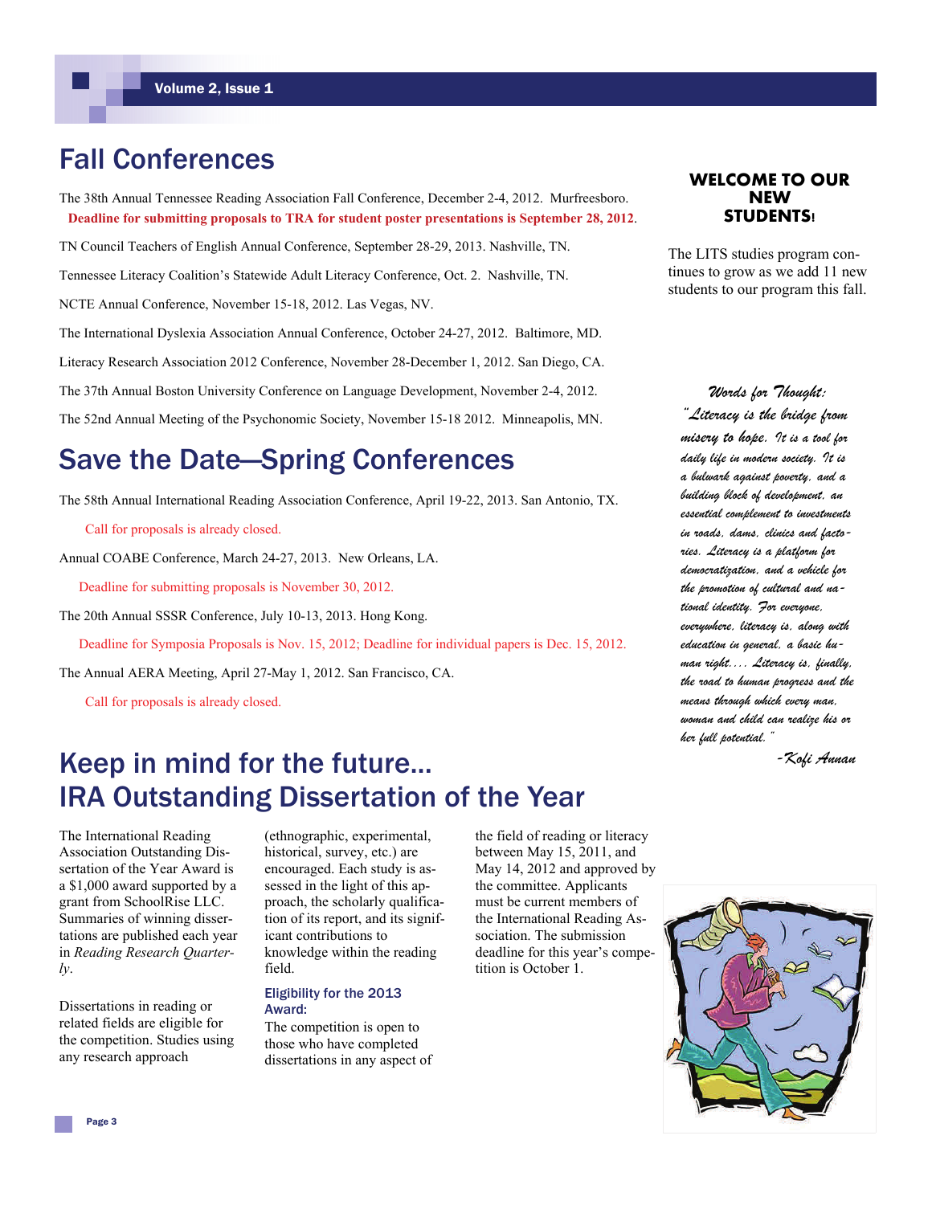# Fall Conferences

The 38th Annual Tennessee Reading Association Fall Conference, December 2-4, 2012. Murfreesboro. **Deadline for submitting proposals to TRA for student poster presentations is September 28, 2012**.

TN Council Teachers of English Annual Conference, September 28-29, 2013. Nashville, TN.

Tennessee Literacy Coalition's Statewide Adult Literacy Conference, Oct. 2. Nashville, TN.

NCTE Annual Conference, November 15-18, 2012. Las Vegas, NV.

The International Dyslexia Association Annual Conference, October 24-27, 2012. Baltimore, MD.

Literacy Research Association 2012 Conference, November 28-December 1, 2012. San Diego, CA.

The 37th Annual Boston University Conference on Language Development, November 2-4, 2012.

The 52nd Annual Meeting of the Psychonomic Society, November 15-18 2012. Minneapolis, MN.

# Save the Date—Spring Conferences

The 58th Annual International Reading Association Conference, April 19-22, 2013. San Antonio, TX.

Call for proposals is already closed.

Annual COABE Conference, March 24-27, 2013. New Orleans, LA.

Deadline for submitting proposals is November 30, 2012.

The 20th Annual SSSR Conference, July 10-13, 2013. Hong Kong.

Deadline for Symposia Proposals is Nov. 15, 2012; Deadline for individual papers is Dec. 15, 2012.

The Annual AERA Meeting, April 27-May 1, 2012. San Francisco, CA.

Call for proposals is already closed.

# Keep in mind for the future... IRA Outstanding Dissertation of the Year

The International Reading Association Outstanding Dissertation of the Year Award is a $1,000 award supported by a grant from SchoolRise LLC. Summaries of winning dissertations are published each year in *Reading Research Quarterly*.

Dissertations in reading or related fields are eligible for the competition. Studies using any research approach (ethnographic, experimental, historical, survey, etc.) are encouraged. Each study is assessed in the light of this approach, the scholarly qualification of its report, and its significant contributions to knowledge within the reading field.

### Eligibility for the 2013 Award:

The competition is open to those who have completed dissertations in any aspect of the field of reading or literacy between May 15, 2011, and May 14, 2012 and approved by the committee. Applicants must be current members of the International Reading Association. The submission deadline for this year's competition is October 1.

## WELCOME TO OUR NEW STUDENTS!

The LITS studies program continues to grow as we add 11 new students to our program this fall.

*Words for Thought:*

*"Literacy is the bridge from misery to hope. It is a tool for daily life in modern society. It is a bulwark against poverty, and a building block of development, an essential complement to investments in roads, dams, clinics and factories. Literacy is a platform for democratization, and a vehicle for the promotion of cultural and national identity. For everyone, everywhere, literacy is, along with education in general, a basic human right.... Literacy is, finally, the road to human progress and the means through which every man, woman and child can realize his or her full potential."*

*-Kofi Annan*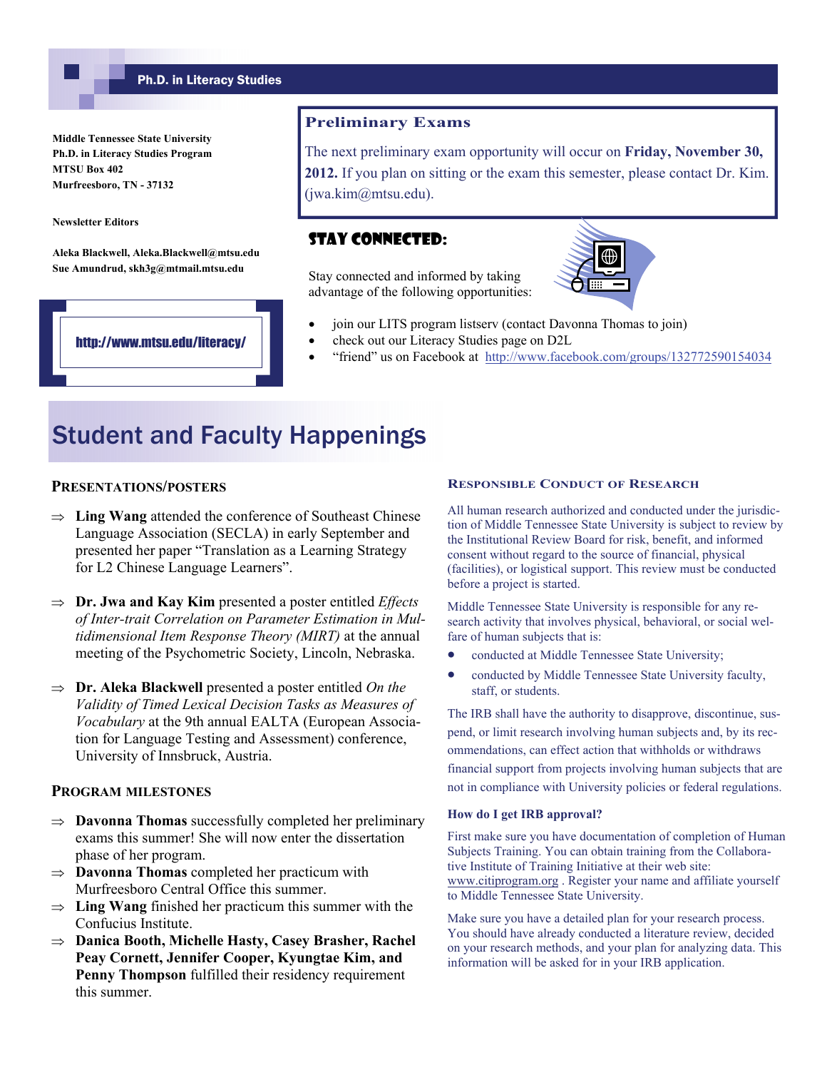## Ph.D. in Literacy Studies

**Middle Tennessee State University**
**Ph.D. in Literacy Studies Program**
**MTSU Box 402**
**Murfreesboro, TN - 37132**

**Newsletter Editors**

**Aleka Blackwell, Aleka.Blackwell@mtsu.edu**
**Sue Amundrud, skh3g@mtmail.mtsu.edu**

**http://www.mtsu.edu/literacy/**

### Preliminary Exams

The next preliminary exam opportunity will occur on **Friday, November 30, 2012.** If you plan on sitting or the exam this semester, please contact Dr. Kim. (jwa.kim@mtsu.edu).

### Stay Connected:

Stay connected and informed by taking advantage of the following opportunities:

- join our LITS program listserv (contact Davonna Thomas to join)
- check out our Literacy Studies page on D2L
- "friend" us on Facebook at http://www.facebook.com/groups/132772590154034

# Student and Faculty Happenings

### Presentations/Posters

- ⇒ **Ling Wang** attended the conference of Southeast Chinese Language Association (SECLA) in early September and presented her paper "Translation as a Learning Strategy for L2 Chinese Language Learners".
- ⇒ **Dr. Jwa and Kay Kim** presented a poster entitled *Effects of Inter-trait Correlation on Parameter Estimation in Multidimensional Item Response Theory (MIRT)* at the annual meeting of the Psychometric Society, Lincoln, Nebraska.
- ⇒ **Dr. Aleka Blackwell** presented a poster entitled *On the Validity of Timed Lexical Decision Tasks as Measures of Vocabulary* at the 9th annual EALTA (European Association for Language Testing and Assessment) conference, University of Innsbruck, Austria.

### Program Milestones

- ⇒ **Davonna Thomas** successfully completed her preliminary exams this summer! She will now enter the dissertation phase of her program.
- ⇒ **Davonna Thomas** completed her practicum with Murfreesboro Central Office this summer.
- ⇒ **Ling Wang** finished her practicum this summer with the Confucius Institute.
- ⇒ **Danica Booth, Michelle Hasty, Casey Brasher, Rachel Peay Cornett, Jennifer Cooper, Kyungtae Kim, and Penny Thompson** fulfilled their residency requirement this summer.

### Responsible Conduct of Research

All human research authorized and conducted under the jurisdiction of Middle Tennessee State University is subject to review by the Institutional Review Board for risk, benefit, and informed consent without regard to the source of financial, physical (facilities), or logistical support. This review must be conducted before a project is started.

Middle Tennessee State University is responsible for any research activity that involves physical, behavioral, or social welfare of human subjects that is:

- conducted at Middle Tennessee State University;
- conducted by Middle Tennessee State University faculty, staff, or students.

The IRB shall have the authority to disapprove, discontinue, suspend, or limit research involving human subjects and, by its recommendations, can effect action that withholds or withdraws financial support from projects involving human subjects that are not in compliance with University policies or federal regulations.

**How do I get IRB approval?**

First make sure you have documentation of completion of Human Subjects Training. You can obtain training from the Collaborative Institute of Training Initiative at their web site: www.citiprogram.org . Register your name and affiliate yourself to Middle Tennessee State University.

Make sure you have a detailed plan for your research process. You should have already conducted a literature review, decided on your research methods, and your plan for analyzing data. This information will be asked for in your IRB application.